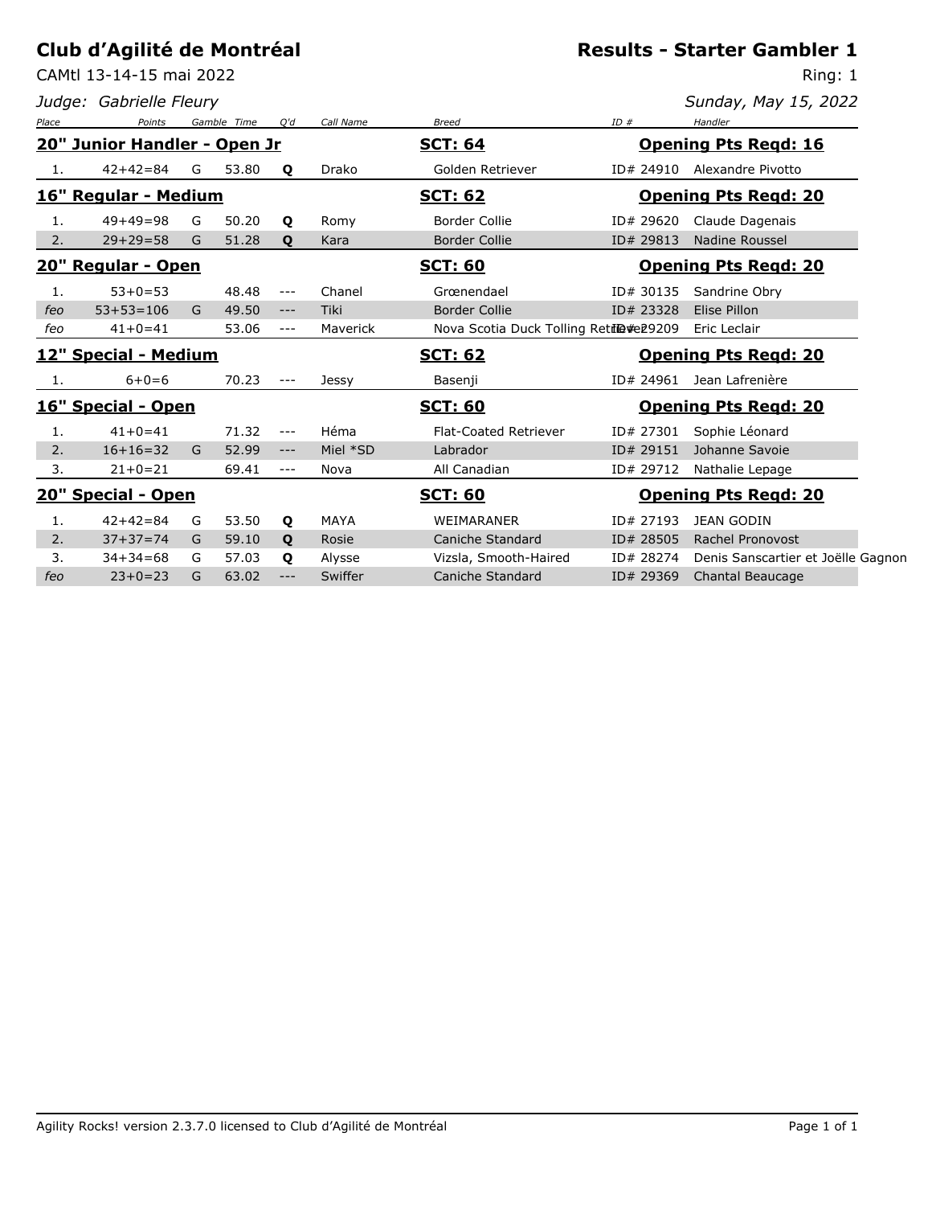# Club d'Agilité de Montréal

## Results - Starter Gambler 1

CAMtl 13-14-15 mai 2022

Ring: 1

*Judge: Gabrielle Fleury*

*Sunday, May 15, 2022*

| Place | Points | Gamble | Time | Q'd | Call Name | Breed | ID # | Handler |
|---|---|---|---|---|---|---|---|---|
| **20" Junior Handler - Open Jr** | | | | | | **SCT: 64** | | **Opening Pts Reqd: 16** |
| 1. | 42+42=84 | G | 53.80 | **Q** | Drako | Golden Retriever | ID# 24910 | Alexandre Pivotto |
| **16" Regular - Medium** | | | | | | **SCT: 62** | | **Opening Pts Reqd: 20** |
| 1. | 49+49=98 | G | 50.20 | **Q** | Romy | Border Collie | ID# 29620 | Claude Dagenais |
| 2. | 29+29=58 | G | 51.28 | **Q** | Kara | Border Collie | ID# 29813 | Nadine Roussel |
| **20" Regular - Open** | | | | | | **SCT: 60** | | **Opening Pts Reqd: 20** |
| 1. | 53+0=53 | | 48.48 | --- | Chanel | Grœnendael | ID# 30135 | Sandrine Obry |
| *feo* | 53+53=106 | G | 49.50 | --- | Tiki | Border Collie | ID# 23328 | Elise Pillon |
| *feo* | 41+0=41 | | 53.06 | --- | Maverick | Nova Scotia Duck Tolling Retriever | ID# 29209 | Eric Leclair |
| **12" Special - Medium** | | | | | | **SCT: 62** | | **Opening Pts Reqd: 20** |
| 1. | 6+0=6 | | 70.23 | --- | Jessy | Basenji | ID# 24961 | Jean Lafrenière |
| **16" Special - Open** | | | | | | **SCT: 60** | | **Opening Pts Reqd: 20** |
| 1. | 41+0=41 | | 71.32 | --- | Héma | Flat-Coated Retriever | ID# 27301 | Sophie Léonard |
| 2. | 16+16=32 | G | 52.99 | --- | Miel *SD | Labrador | ID# 29151 | Johanne Savoie |
| 3. | 21+0=21 | | 69.41 | --- | Nova | All Canadian | ID# 29712 | Nathalie Lepage |
| **20" Special - Open** | | | | | | **SCT: 60** | | **Opening Pts Reqd: 20** |
| 1. | 42+42=84 | G | 53.50 | **Q** | MAYA | WEIMARANER | ID# 27193 | JEAN GODIN |
| 2. | 37+37=74 | G | 59.10 | **Q** | Rosie | Caniche Standard | ID# 28505 | Rachel Pronovost |
| 3. | 34+34=68 | G | 57.03 | **Q** | Alysse | Vizsla, Smooth-Haired | ID# 28274 | Denis Sanscartier et Joëlle Gagnon |
| *feo* | 23+0=23 | G | 63.02 | --- | Swiffer | Caniche Standard | ID# 29369 | Chantal Beaucage |

Agility Rocks! version 2.3.7.0 licensed to Club d'Agilité de Montréal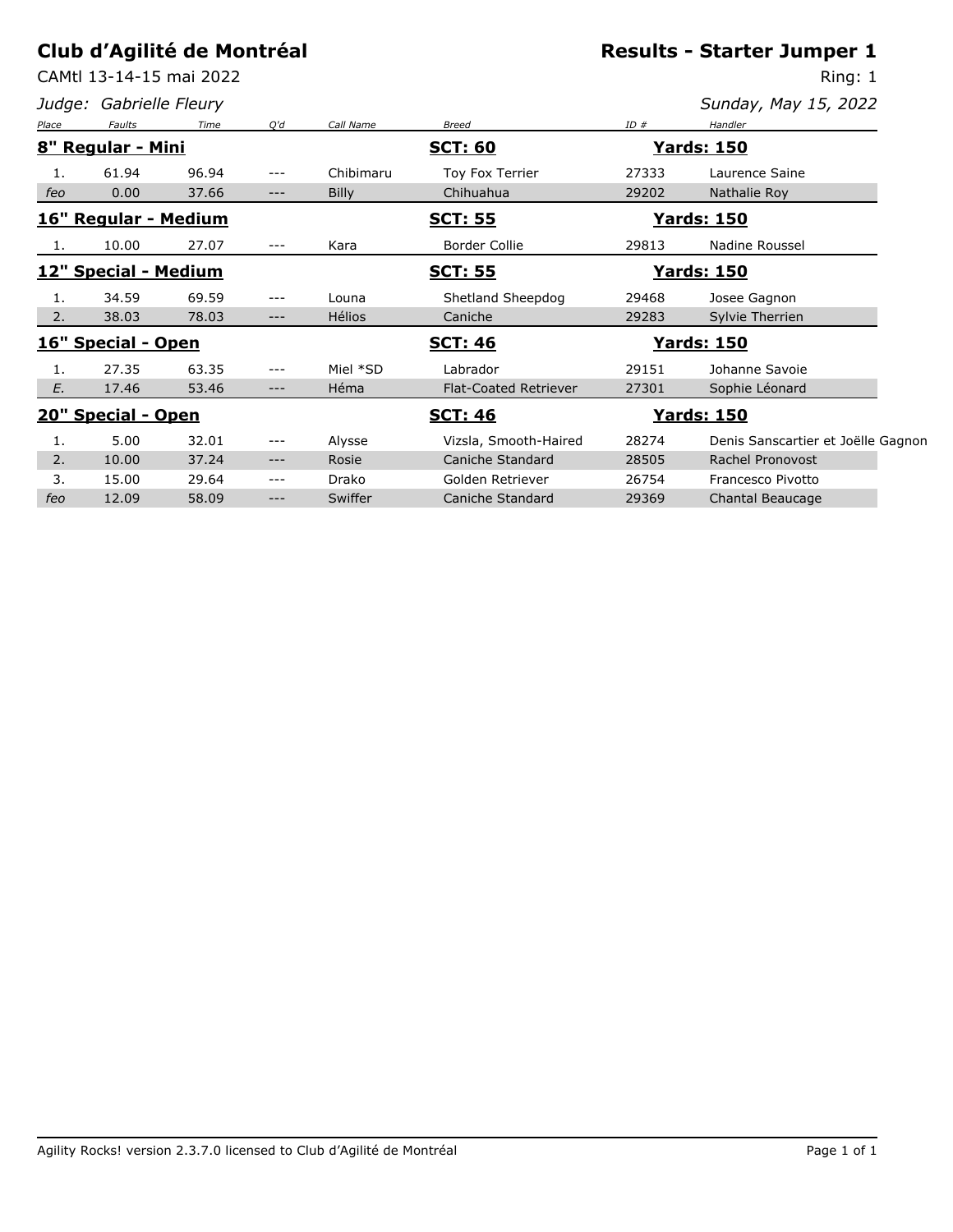# Club d'Agilité de Montréal

CAMtl 13-14-15 mai 2022

*Judge: Gabrielle Fleury*

## Results - Starter Jumper 1

Ring: 1

*Sunday, May 15, 2022*

| Place | Faults | Time | Q'd | Call Name | Breed | ID # | Handler |
|---|---|---|---|---|---|---|---|
| **8" Regular - Mini** | | | | | **SCT: 60** | **Yards: 150** | |
| 1. | 61.94 | 96.94 | --- | Chibimaru | Toy Fox Terrier | 27333 | Laurence Saine |
| *feo* | 0.00 | 37.66 | --- | Billy | Chihuahua | 29202 | Nathalie Roy |
| **16" Regular - Medium** | | | | | **SCT: 55** | **Yards: 150** | |
| 1. | 10.00 | 27.07 | --- | Kara | Border Collie | 29813 | Nadine Roussel |
| **12" Special - Medium** | | | | | **SCT: 55** | **Yards: 150** | |
| 1. | 34.59 | 69.59 | --- | Louna | Shetland Sheepdog | 29468 | Josee Gagnon |
| 2. | 38.03 | 78.03 | --- | Hélios | Caniche | 29283 | Sylvie Therrien |
| **16" Special - Open** | | | | | **SCT: 46** | **Yards: 150** | |
| 1. | 27.35 | 63.35 | --- | Miel *SD | Labrador | 29151 | Johanne Savoie |
| *E.* | 17.46 | 53.46 | --- | Héma | Flat-Coated Retriever | 27301 | Sophie Léonard |
| **20" Special - Open** | | | | | **SCT: 46** | **Yards: 150** | |
| 1. | 5.00 | 32.01 | --- | Alysse | Vizsla, Smooth-Haired | 28274 | Denis Sanscartier et Joëlle Gagnon |
| 2. | 10.00 | 37.24 | --- | Rosie | Caniche Standard | 28505 | Rachel Pronovost |
| 3. | 15.00 | 29.64 | --- | Drako | Golden Retriever | 26754 | Francesco Pivotto |
| *feo* | 12.09 | 58.09 | --- | Swiffer | Caniche Standard | 29369 | Chantal Beaucage |

Agility Rocks! version 2.3.7.0 licensed to Club d'Agilité de Montréal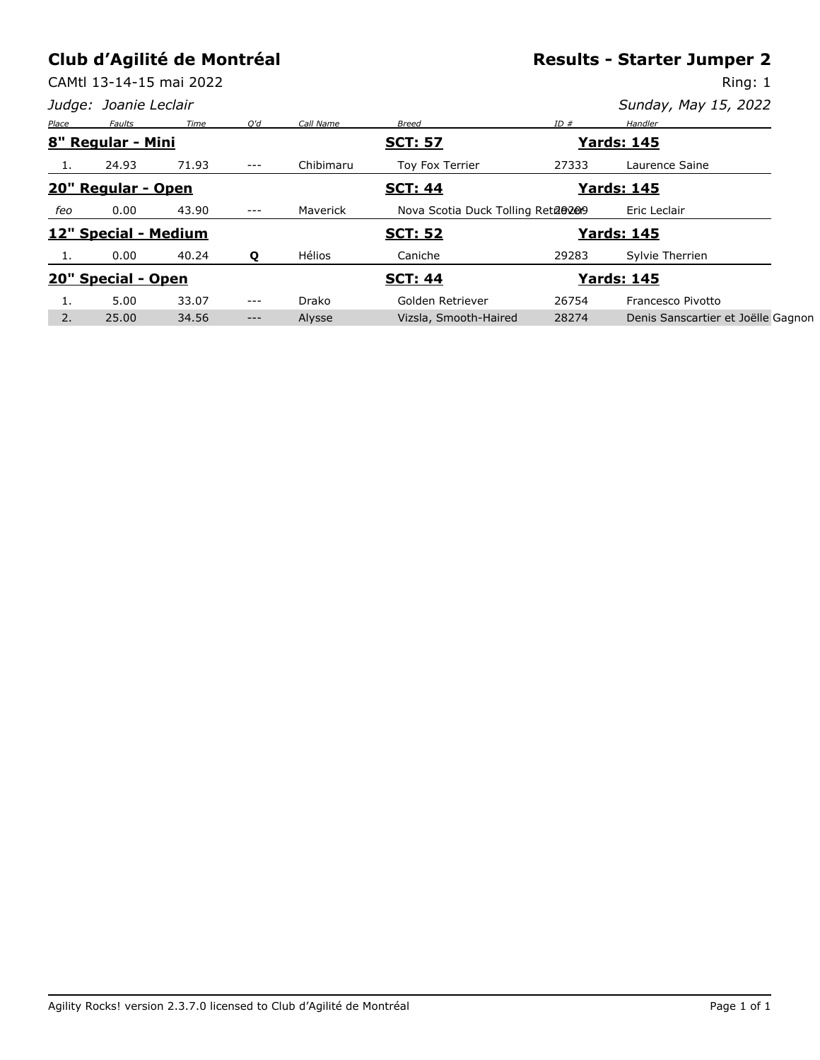# Club d'Agilité de Montréal

## Results - Starter Jumper 2

CAMtl 13-14-15 mai 2022

Ring: 1

*Judge: Joanie Leclair*

*Sunday, May 15, 2022*

| Place | Faults | Time | Q'd | Call Name | Breed | ID # | Handler |
|---|---|---|---|---|---|---|---|
| **8" Regular - Mini** | | | | | **SCT: 57** | | **Yards: 145** |
| 1. | 24.93 | 71.93 | --- | Chibimaru | Toy Fox Terrier | 27333 | Laurence Saine |
| **20" Regular - Open** | | | | | **SCT: 44** | | **Yards: 145** |
| *feo* | 0.00 | 43.90 | --- | Maverick | Nova Scotia Duck Tolling Retriever | 29209 | Eric Leclair |
| **12" Special - Medium** | | | | | **SCT: 52** | | **Yards: 145** |
| 1. | 0.00 | 40.24 | **Q** | Hélios | Caniche | 29283 | Sylvie Therrien |
| **20" Special - Open** | | | | | **SCT: 44** | | **Yards: 145** |
| 1. | 5.00 | 33.07 | --- | Drako | Golden Retriever | 26754 | Francesco Pivotto |
| 2. | 25.00 | 34.56 | --- | Alysse | Vizsla, Smooth-Haired | 28274 | Denis Sanscartier et Joëlle Gagnon |

Agility Rocks! version 2.3.7.0 licensed to Club d'Agilité de Montréal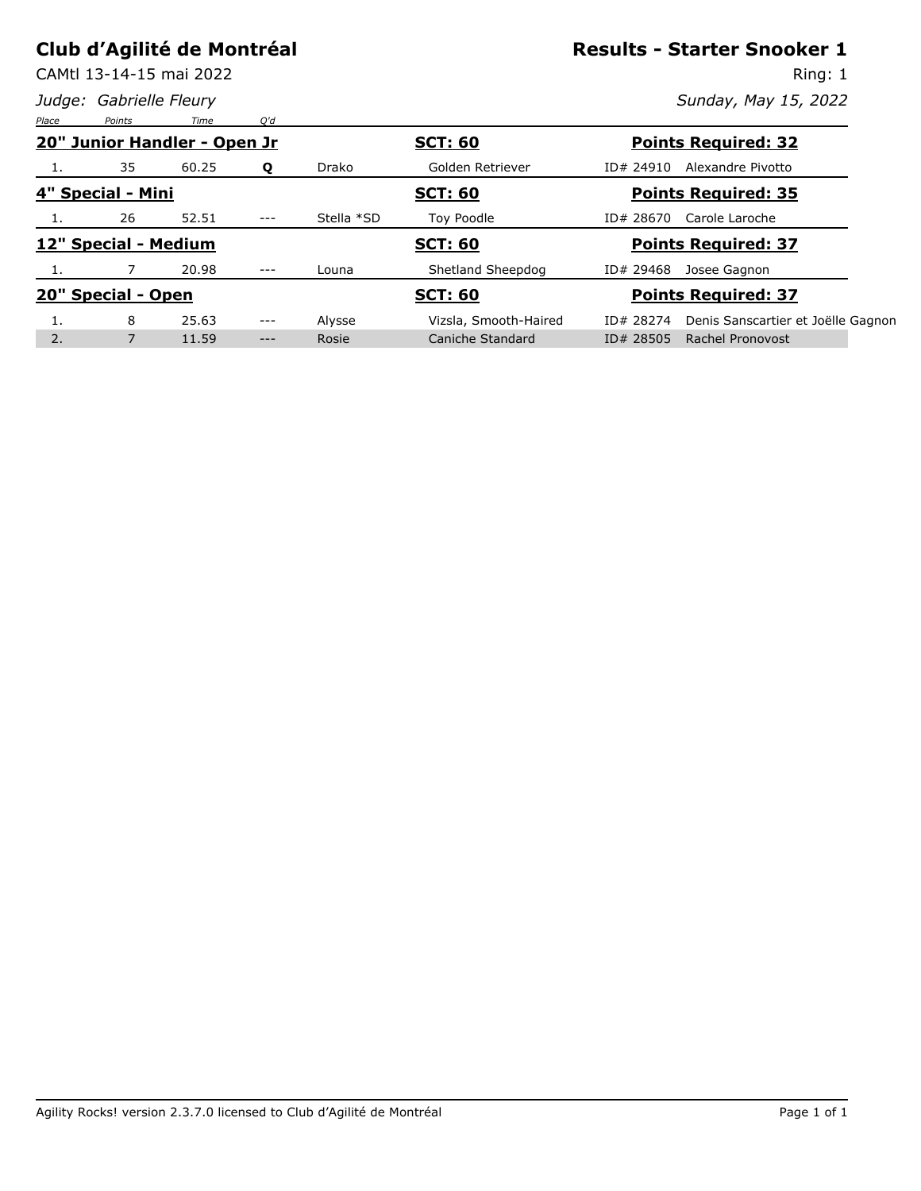# Club d'Agilité de Montréal

CAMtl 13-14-15 mai 2022

*Judge: Gabrielle Fleury*

## Results - Starter Snooker 1

Ring: 1

*Sunday, May 15, 2022*

| Place | Points | Time | Q'd | | | | |
|---|---|---|---|---|---|---|---|
| **20" Junior Handler - Open Jr** | | | | | **SCT: 60** | **Points Required: 32** | |
| 1. | 35 | 60.25 | **Q** | Drako | Golden Retriever | ID# 24910 | Alexandre Pivotto |
| **4" Special - Mini** | | | | | **SCT: 60** | **Points Required: 35** | |
| 1. | 26 | 52.51 | --- | Stella *SD | Toy Poodle | ID# 28670 | Carole Laroche |
| **12" Special - Medium** | | | | | **SCT: 60** | **Points Required: 37** | |
| 1. | 7 | 20.98 | --- | Louna | Shetland Sheepdog | ID# 29468 | Josee Gagnon |
| **20" Special - Open** | | | | | **SCT: 60** | **Points Required: 37** | |
| 1. | 8 | 25.63 | --- | Alysse | Vizsla, Smooth-Haired | ID# 28274 | Denis Sanscartier et Joëlle Gagnon |
| 2. | 7 | 11.59 | --- | Rosie | Caniche Standard | ID# 28505 | Rachel Pronovost |

Agility Rocks! version 2.3.7.0 licensed to Club d'Agilité de Montréal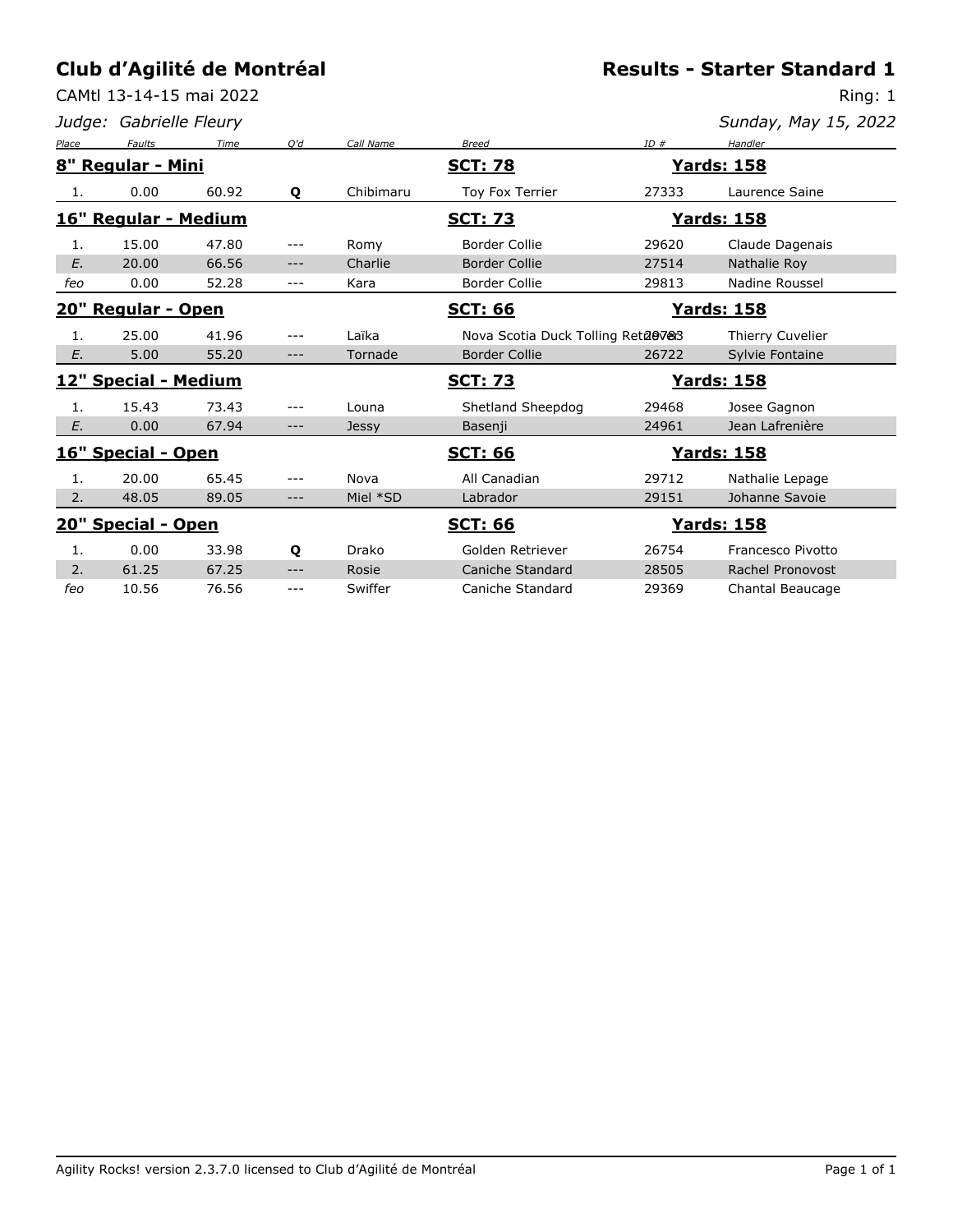# Club d'Agilité de Montréal

## Results - Starter Standard 1

CAMtl 13-14-15 mai 2022

Ring: 1

*Judge: Gabrielle Fleury*

*Sunday, May 15, 2022*

| Place | Faults | Time | Q'd | Call Name | Breed | ID # | Handler |
|---|---|---|---|---|---|---|---|
| **8" Regular - Mini** | | | | | **SCT: 78** | | **Yards: 158** |
| 1. | 0.00 | 60.92 | **Q** | Chibimaru | Toy Fox Terrier | 27333 | Laurence Saine |
| **16" Regular - Medium** | | | | | **SCT: 73** | | **Yards: 158** |
| 1. | 15.00 | 47.80 | --- | Romy | Border Collie | 29620 | Claude Dagenais |
| *E.* | 20.00 | 66.56 | --- | Charlie | Border Collie | 27514 | Nathalie Roy |
| *feo* | 0.00 | 52.28 | --- | Kara | Border Collie | 29813 | Nadine Roussel |
| **20" Regular - Open** | | | | | **SCT: 66** | | **Yards: 158** |
| 1. | 25.00 | 41.96 | --- | Laïka | Nova Scotia Duck Tolling Retriever | 29783 | Thierry Cuvelier |
| *E.* | 5.00 | 55.20 | --- | Tornade | Border Collie | 26722 | Sylvie Fontaine |
| **12" Special - Medium** | | | | | **SCT: 73** | | **Yards: 158** |
| 1. | 15.43 | 73.43 | --- | Louna | Shetland Sheepdog | 29468 | Josee Gagnon |
| *E.* | 0.00 | 67.94 | --- | Jessy | Basenji | 24961 | Jean Lafrenière |
| **16" Special - Open** | | | | | **SCT: 66** | | **Yards: 158** |
| 1. | 20.00 | 65.45 | --- | Nova | All Canadian | 29712 | Nathalie Lepage |
| 2. | 48.05 | 89.05 | --- | Miel *SD | Labrador | 29151 | Johanne Savoie |
| **20" Special - Open** | | | | | **SCT: 66** | | **Yards: 158** |
| 1. | 0.00 | 33.98 | **Q** | Drako | Golden Retriever | 26754 | Francesco Pivotto |
| 2. | 61.25 | 67.25 | --- | Rosie | Caniche Standard | 28505 | Rachel Pronovost |
| *feo* | 10.56 | 76.56 | --- | Swiffer | Caniche Standard | 29369 | Chantal Beaucage |

Agility Rocks! version 2.3.7.0 licensed to Club d'Agilité de Montréal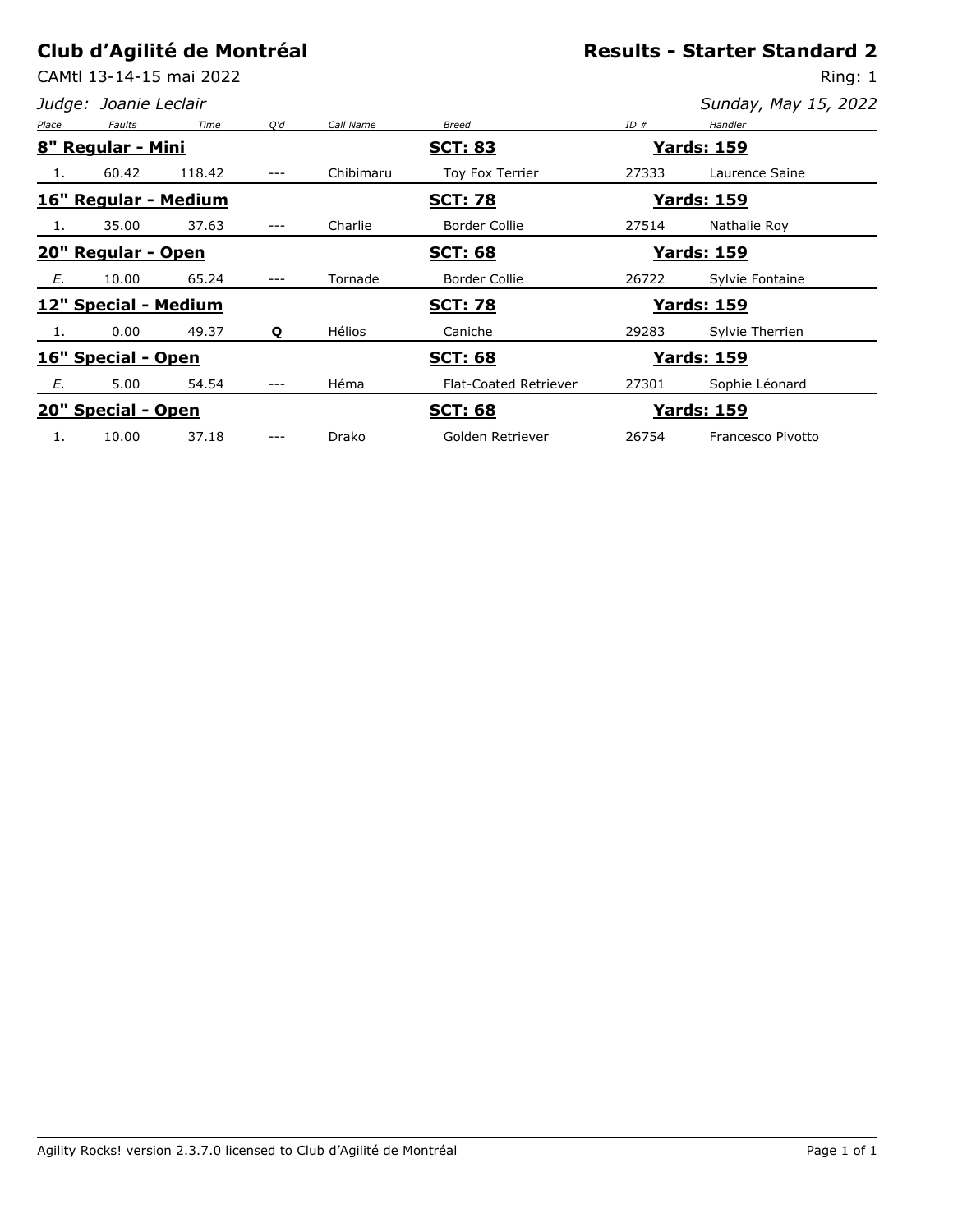# Club d'Agilité de Montréal

**Results - Starter Standard 2**

CAMtl 13-14-15 mai 2022

Ring: 1

*Judge: Joanie Leclair*

*Sunday, May 15, 2022*

| Place | Faults | Time | Q'd | Call Name | Breed | ID # | Handler |
|---|---|---|---|---|---|---|---|
| **8" Regular - Mini** | | | | | **SCT: 83** | **Yards: 159** | |
| 1. | 60.42 | 118.42 | --- | Chibimaru | Toy Fox Terrier | 27333 | Laurence Saine |
| **16" Regular - Medium** | | | | | **SCT: 78** | **Yards: 159** | |
| 1. | 35.00 | 37.63 | --- | Charlie | Border Collie | 27514 | Nathalie Roy |
| **20" Regular - Open** | | | | | **SCT: 68** | **Yards: 159** | |
| *E.* | 10.00 | 65.24 | --- | Tornade | Border Collie | 26722 | Sylvie Fontaine |
| **12" Special - Medium** | | | | | **SCT: 78** | **Yards: 159** | |
| 1. | 0.00 | 49.37 | **Q** | Hélios | Caniche | 29283 | Sylvie Therrien |
| **16" Special - Open** | | | | | **SCT: 68** | **Yards: 159** | |
| *E.* | 5.00 | 54.54 | --- | Héma | Flat-Coated Retriever | 27301 | Sophie Léonard |
| **20" Special - Open** | | | | | **SCT: 68** | **Yards: 159** | |
| 1. | 10.00 | 37.18 | --- | Drako | Golden Retriever | 26754 | Francesco Pivotto |

Agility Rocks! version 2.3.7.0 licensed to Club d'Agilité de Montréal